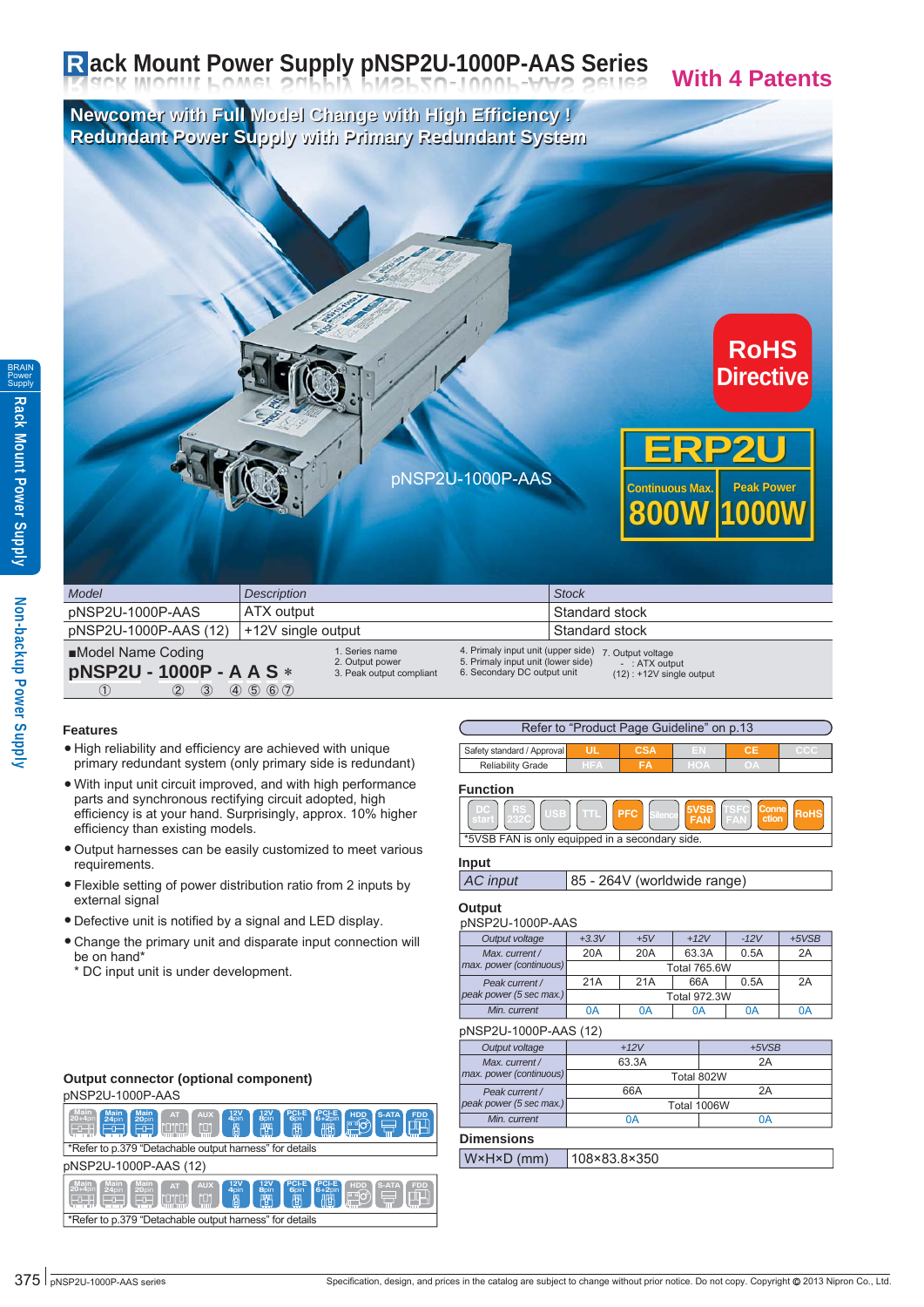# Rack Mount Power Supply pNSP2U-1000P-AAS Series

**With 4 Patents**

**Newcomer with Full Model Change with High Efficiency !**
**Redundant Power Supply with Primary Redundant System**

pNSP2U-1000P-AAS

**RoHS Directive**

**ERP2U**

| Continuous Max. | Peak Power |
|---|---|
| 800W | 1000W |

| Model | Description | Stock |
|---|---|---|
| pNSP2U-1000P-AAS | ATX output | Standard stock |
| pNSP2U-1000P-AAS (12) | +12V single output | Standard stock |

■Model Name Coding

**pNSP2U - 1000P - A A S ＊**
① ② ③ ④ ⑤ ⑥ ⑦

1. Series name
2. Output power
3. Peak output compliant
4. Primaly input unit (upper side)
5. Primaly input unit (lower side)
6. Secondary DC output unit
7. Output voltage
   - - : ATX output
   - (12) : +12V single output

## Features

- High reliability and efficiency are achieved with unique primary redundant system (only primary side is redundant)
- With input unit circuit improved, and with high performance parts and synchronous rectifying circuit adopted, high efficiency is at your hand. Surprisingly, approx. 10% higher efficiency than existing models.
- Output harnesses can be easily customized to meet various requirements.
- Flexible setting of power distribution ratio from 2 inputs by external signal
- Defective unit is notified by a signal and LED display.
- Change the primary unit and disparate input connection will be on hand*
  \* DC input unit is under development.

Refer to "Product Page Guideline" on p.13

| Safety standard / Approval | UL | CSA | EN | CE | CCC |
|---|---|---|---|---|---|
| Reliability Grade | HFA | FA | HOA | OA | |

### Function

DC start | RS 232C | USB | TTL | PFC | Silence | 5VSB FAN | TSFC FAN | Connection | RoHS

*5VSB FAN is only equipped in a secondary side.

### Input

| AC input | 85 - 264V (worldwide range) |
|---|---|

### Output

pNSP2U-1000P-AAS

| Output voltage | +3.3V | +5V | +12V | -12V | +5VSB |
|---|---|---|---|---|---|
| Max. current / max. power (continuous) | 20A | 20A | 63.3A | 0.5A | 2A |
| | Total 765.6W | | | | |
| Peak current / peak power (5 sec max.) | 21A | 21A | 66A | 0.5A | 2A |
| | Total 972.3W | | | | |
| Min. current | 0A | 0A | 0A | 0A | 0A |

pNSP2U-1000P-AAS (12)

| Output voltage | +12V | +5VSB |
|---|---|---|
| Max. current / max. power (continuous) | 63.3A | 2A |
| | Total 802W | |
| Peak current / peak power (5 sec max.) | 66A | 2A |
| | Total 1006W | |
| Min. current | 0A | 0A |

### Dimensions

| W×H×D (mm) | 108×83.8×350 |
|---|---|

### Output connector (optional component)

pNSP2U-1000P-AAS

Main 20+4pin | Main 24pin | Main 20pin | AT | AUX | 12V 4pin | 12V 8pin | PCI-E 6pin | PCI-E 6+2pin | HDD | S-ATA | FDD

*Refer to p.379 "Detachable output harness" for details

pNSP2U-1000P-AAS (12)

Main 20+4pin | Main 24pin | Main 20pin | AT | AUX | 12V 4pin | 12V 8pin | PCI-E 6pin | PCI-E 6+2pin | HDD | S-ATA | FDD

*Refer to p.379 "Detachable output harness" for details

Specification, design, and prices in the catalog are subject to change without prior notice. Do not copy. Copyright © 2013 Nipron Co., Ltd.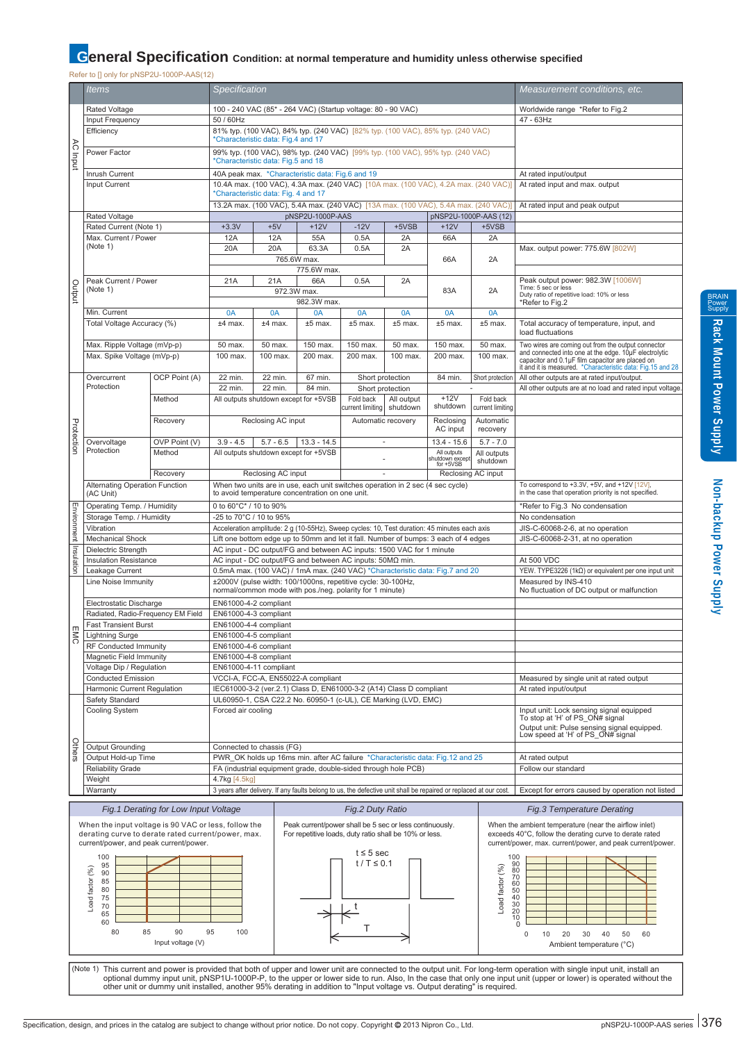# General Specification Condition: at normal temperature and humidity unless otherwise specified

Refer to [] only for pNSP2U-1000P-AAS(12)

| | Items | | Specification | | | | | | | Measurement conditions, etc. |
|---|---|---|---|---|---|---|---|---|---|---|
| AC Input | Rated Voltage | | 100 - 240 VAC (85* - 264 VAC) (Startup voltage: 80 - 90 VAC) | | | | | | | Worldwide range *Refer to Fig.2 |
| | Input Frequency | | 50 / 60Hz | | | | | | | 47 - 63Hz |
| | Efficiency | | 81% typ. (100 VAC), 84% typ. (240 VAC) [82% typ. (100 VAC), 85% typ. (240 VAC) *Characteristic data: Fig.4 and 17 | | | | | | | |
| | Power Factor | | 99% typ. (100 VAC), 98% typ. (240 VAC) [99% typ. (100 VAC), 95% typ. (240 VAC) *Characteristic data: Fig.5 and 18 | | | | | | | |
| | Inrush Current | | 40A peak max. *Characteristic data: Fig.6 and 19 | | | | | | | At rated input/output |
| | Input Current | | 10.4A max. (100 VAC), 4.3A max. (240 VAC) [10A max. (100 VAC), 4.2A max. (240 VAC)] *Characteristic data: Fig. 4 and 17 | | | | | | | At rated input and max. output |
| | | | 13.2A max. (100 VAC), 5.4A max. (240 VAC) [13A max. (100 VAC), 5.4A max. (240 VAC)] | | | | | | | At rated input and peak output |
| Output | Rated Voltage | | pNSP2U-1000P-AAS | | | | | pNSP2U-1000P-AAS (12) | | |
| | Rated Current (Note 1) | | +3.3V | +5V | +12V | -12V | +5VSB | +12V | +5VSB | |
| | Max. Current / Power (Note 1) | | 12A | 12A | 55A | 0.5A | 2A | 66A | 2A | |
| | | | 20A | 20A | 63.3A | 0.5A | 2A | 66A | 2A | Max. output power: 775.6W [802W] |
| | | | 765.6W max. | | | | | | | |
| | | | 775.6W max. | | | | | | | |
| | Peak Current / Power (Note 1) | | 21A | 21A | 66A | 0.5A | 2A | 83A | 2A | Peak output power: 982.3W [1006W] Time: 5 sec or less Duty ratio of repetitive load: 10% or less *Refer to Fig.2 |
| | | | 972.3W max. | | | | | | | |
| | | | 982.3W max. | | | | | | | |
| | Min. Current | | 0A | 0A | 0A | 0A | 0A | 0A | 0A | |
| | Total Voltage Accuracy (%) | | ±4 max. | ±4 max. | ±5 max. | ±5 max. | ±5 max. | ±5 max. | ±5 max. | Total accuracy of temperature, input, and load fluctuations |
| | Max. Ripple Voltage (mVp-p) | | 50 max. | 50 max. | 150 max. | 150 max. | 50 max. | 150 max. | 50 max. | Two wires are coming out from the output connector and connected into one at the edge. 10μF electrolytic capacitor and 0.1μF film capacitor are placed on it and it is measured. *Characteristic data: Fig.15 and 28 |
| | Max. Spike Voltage (mVp-p) | | 100 max. | 100 max. | 200 max. | 200 max. | 100 max. | 200 max. | 100 max. | |
| Protection | Overcurrent Protection | OCP Point (A) | 22 min. | 22 min. | 67 min. | Short protection | | 84 min. | Short protection | All other outputs are at rated input/output. |
| | | | 22 min. | 22 min. | 84 min. | Short protection | | - | | All other outputs are at no load and rated input voltage. |
| | | Method | All outputs shutdown except for +5VSB | | | Fold back current limiting | All output shutdown | +12V shutdown | Fold back current limiting | |
| | | Recovery | Reclosing AC input | | | Automatic recovery | | Reclosing AC input | Automatic recovery | |
| | Overvoltage Protection | OVP Point (V) | 3.9 - 4.5 | 5.7 - 6.5 | 13.3 - 14.5 | - | | 13.4 - 15.6 | 5.7 - 7.0 | |
| | | Method | All outputs shutdown except for +5VSB | | | - | | All outputs shutdown except for +5VSB | All outputs shutdown | |
| | | Recovery | Reclosing AC input | | | - | | Reclosing AC input | | |
| | Alternating Operation Function (AC Unit) | | When two units are in use, each unit switches operation in 2 sec (4 sec cycle) to avoid temperature concentration on one unit. | | | | | | | To correspond to +3.3V, +5V, and +12V [12V], in the case that operation priority is not specified. |
| Environment | Operating Temp. / Humidity | | 0 to 60°C* / 10 to 90% | | | | | | | *Refer to Fig.3 No condensation |
| | Storage Temp. / Humidity | | -25 to 70°C / 10 to 95% | | | | | | | No condensation |
| | Vibration | | Acceleration amplitude: 2 g (10-55Hz), Sweep cycles: 10, Test duration: 45 minutes each axis | | | | | | | JIS-C-60068-2-6, at no operation |
| | Mechanical Shock | | Lift one bottom edge up to 50mm and let it fall. Number of bumps: 3 each of 4 edges | | | | | | | JIS-C-60068-2-31, at no operation |
| Insulation | Dielectric Strength | | AC input - DC output/FG and between AC inputs: 1500 VAC for 1 minute | | | | | | | |
| | Insulation Resistance | | AC input - DC output/FG and between AC inputs: 50MΩ min. | | | | | | | At 500 VDC |
| | Leakage Current | | 0.5mA max. (100 VAC) / 1mA max. (240 VAC) *Characteristic data: Fig.7 and 20 | | | | | | | YEW. TYPE3226 (1kΩ) or equivalent per one input unit |
| EMC | Line Noise Immunity | | ±2000V (pulse width: 100/1000ns, repetitive cycle: 30-100Hz, normal/common mode with pos./neg. polarity for 1 minute) | | | | | | | Measured by INS-410 No fluctuation of DC output or malfunction |
| | Electrostatic Discharge | | EN61000-4-2 compliant | | | | | | | |
| | Radiated, Radio-Frequency EM Field | | EN61000-4-3 compliant | | | | | | | |
| | Fast Transient Burst | | EN61000-4-4 compliant | | | | | | | |
| | Lightning Surge | | EN61000-4-5 compliant | | | | | | | |
| | RF Conducted Immunity | | EN61000-4-6 compliant | | | | | | | |
| | Magnetic Field Immunity | | EN61000-4-8 compliant | | | | | | | |
| | Voltage Dip / Regulation | | EN61000-4-11 compliant | | | | | | | |
| | Conducted Emission | | VCCI-A, FCC-A, EN55022-A compliant | | | | | | | Measured by single unit at rated output |
| | Harmonic Current Regulation | | IEC61000-3-2 (ver.2.1) Class D, EN61000-3-2 (A14) Class D compliant | | | | | | | At rated input/output |
| Others | Safety Standard | | UL60950-1, CSA C22.2 No. 60950-1 (c-UL), CE Marking (LVD, EMC) | | | | | | | |
| | Cooling System | | Forced air cooling | | | | | | | Input unit: Lock sensing signal equipped To stop at 'H' of PS_ON# signal Output unit: Pulse sensing signal equipped. Low speed at 'H' of PS_ON# signal |
| | Output Grounding | | Connected to chassis (FG) | | | | | | | |
| | Output Hold-up Time | | PWR_OK holds up 16ms min. after AC failure *Characteristic data: Fig.12 and 25 | | | | | | | At rated output |
| | Reliability Grade | | FA (industrial equipment grade, double-sided through hole PCB) | | | | | | | Follow our standard |
| | Weight | | 4.7kg [4.5kg] | | | | | | | |
| | Warranty | | 3 years after delivery. If any faults belong to us, the defective unit shall be repaired or replaced at our cost. | | | | | | | Except for errors caused by operation not listed |

**Fig.1 Derating for Low Input Voltage**

When the input voltage is 90 VAC or less, follow the derating curve to derate rated current/power, max. current/power, and peak current/power.

(Graph: Load factor (%) 60–100 vs. Input voltage (V) 80–100)

**Fig.2 Duty Ratio**

Peak current/power shall be 5 sec or less continuously. For repetitive loads, duty ratio shall be 10% or less.

t ≤ 5 sec
t / T ≤ 0.1

**Fig.3 Temperature Derating**

When the ambient temperature (near the airflow inlet) exceeds 40°C, follow the derating curve to derate rated current/power, max. current/power, and peak current/power.

(Graph: Load factor (%) 0–100 vs. Ambient temperature (°C) 0–60)

(Note 1) This current and power is provided that both of upper and lower unit are connected to the output unit. For long-term operation with single input unit, install an optional dummy input unit, pNSP1U-1000P-P, to the upper or lower side to run. Also, In the case that only one input unit (upper or lower) is operated without the other unit or dummy unit installed, another 95% derating in addition to "Input voltage vs. Output derating" is required.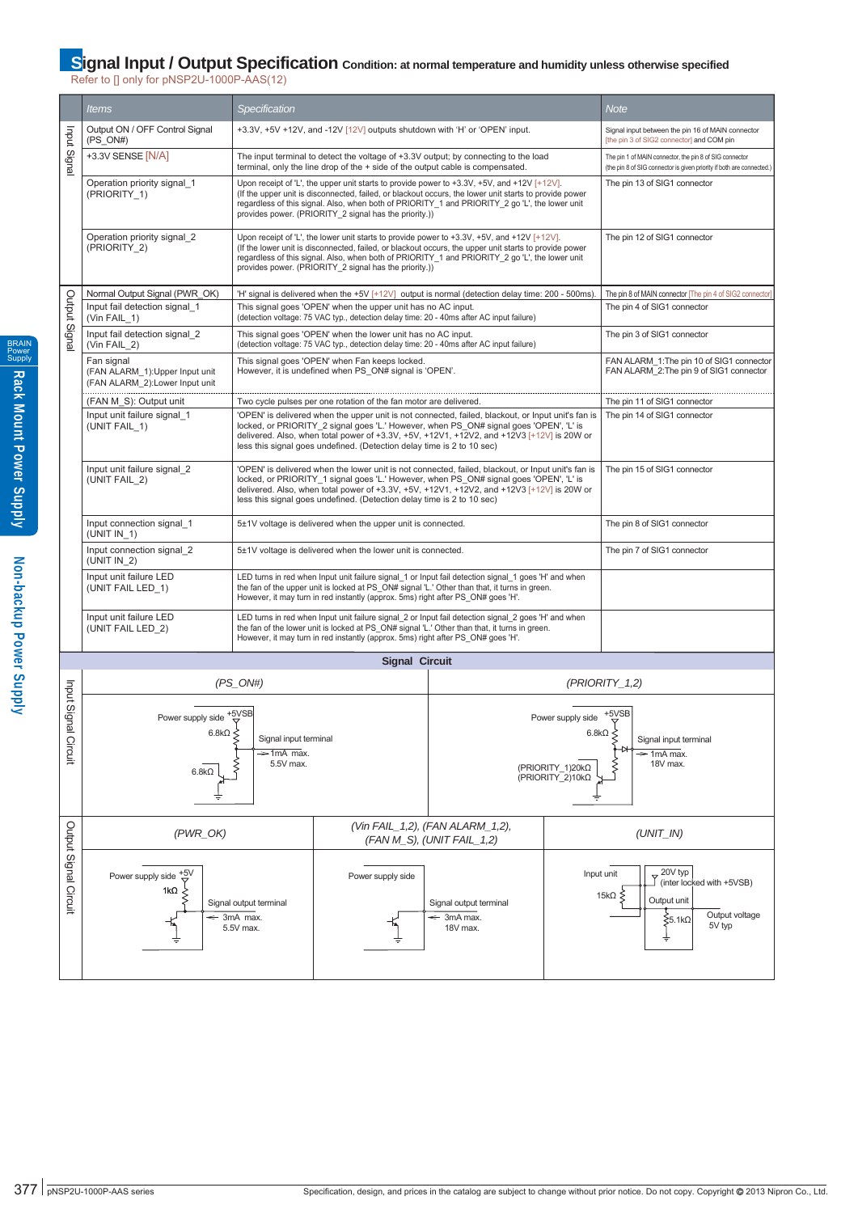## Signal Input / Output Specification Condition: at normal temperature and humidity unless otherwise specified

Refer to [] only for pNSP2U-1000P-AAS(12)

| | Items | Specification | Note |
|---|---|---|---|
| Input Signal | Output ON / OFF Control Signal (PS_ON#) | +3.3V, +5V +12V, and -12V [12V] outputs shutdown with 'H' or 'OPEN' input. | Signal input between the pin 16 of MAIN connector [the pin 3 of SIG2 connector] and COM pin |
| | +3.3V SENSE [N/A] | The input terminal to detect the voltage of +3.3V output; by connecting to the load terminal, only the line drop of the + side of the output cable is compensated. | The pin 1 of MAIN connector, the pin 8 of SIG connector (the pin 8 of SIG connector is given priority if both are connected.) |
| | Operation priority signal_1 (PRIORITY_1) | Upon receipt of 'L', the upper unit starts to provide power to +3.3V, +5V, and +12V [+12V]. (If the upper unit is disconnected, failed, or blackout occurs, the lower unit starts to provide power regardless of this signal. Also, when both of PRIORITY_1 and PRIORITY_2 go 'L', the lower unit provides power. (PRIORITY_2 signal has the priority.)) | The pin 13 of SIG1 connector |
| | Operation priority signal_2 (PRIORITY_2) | Upon receipt of 'L', the lower unit starts to provide power to +3.3V, +5V, and +12V [+12V]. (If the lower unit is disconnected, failed, or blackout occurs, the upper unit starts to provide power regardless of this signal. Also, when both of PRIORITY_1 and PRIORITY_2 go 'L', the lower unit provides power. (PRIORITY_2 signal has the priority.)) | The pin 12 of SIG1 connector |
| Output Signal | Normal Output Signal (PWR_OK) | 'H' signal is delivered when the +5V [+12V] output is normal (detection delay time: 200 - 500ms). | The pin 8 of MAIN connector [The pin 4 of SIG2 connector] |
| | Input fail detection signal_1 (Vin FAIL_1) | This signal goes 'OPEN' when the upper unit has no AC input. (detection voltage: 75 VAC typ., detection delay time: 20 - 40ms after AC input failure) | The pin 4 of SIG1 connector |
| | Input fail detection signal_2 (Vin FAIL_2) | This signal goes 'OPEN' when the lower unit has no AC input. (detection voltage: 75 VAC typ., detection delay time: 20 - 40ms after AC input failure) | The pin 3 of SIG1 connector |
| | Fan signal (FAN ALARM_1):Upper Input unit (FAN ALARM_2):Lower Input unit | This signal goes 'OPEN' when Fan keeps locked. However, it is undefined when PS_ON# signal is 'OPEN'. | FAN ALARM_1:The pin 10 of SIG1 connector FAN ALARM_2:The pin 9 of SIG1 connector |
| | (FAN M_S): Output unit | Two cycle pulses per one rotation of the fan motor are delivered. | The pin 11 of SIG1 connector |
| | Input unit failure signal_1 (UNIT FAIL_1) | 'OPEN' is delivered when the upper unit is not connected, failed, blackout, or Input unit's fan is locked, or PRIORITY_2 signal goes 'L.' However, when PS_ON# signal goes 'OPEN', 'L' is delivered. Also, when total power of +3.3V, +5V, +12V1, +12V2, and +12V3 [+12V] is 20W or less this signal goes undefined. (Detection delay time is 2 to 10 sec) | The pin 14 of SIG1 connector |
| | Input unit failure signal_2 (UNIT FAIL_2) | 'OPEN' is delivered when the lower unit is not connected, failed, blackout, or Input unit's fan is locked, or PRIORITY_1 signal goes 'L.' However, when PS_ON# signal goes 'OPEN', 'L' is delivered. Also, when total power of +3.3V, +5V, +12V1, +12V2, and +12V3 [+12V] is 20W or less this signal goes undefined. (Detection delay time is 2 to 10 sec) | The pin 15 of SIG1 connector |
| | Input connection signal_1 (UNIT IN_1) | 5±1V voltage is delivered when the upper unit is connected. | The pin 8 of SIG1 connector |
| | Input connection signal_2 (UNIT IN_2) | 5±1V voltage is delivered when the lower unit is connected. | The pin 7 of SIG1 connector |
| | Input unit failure LED (UNIT FAIL LED_1) | LED turns in red when Input unit failure signal_1 or Input fail detection signal_1 goes 'H' and when the fan of the upper unit is locked at PS_ON# signal 'L.' Other than that, it turns in green. However, it may turn in red instantly (approx. 5ms) right after PS_ON# goes 'H'. | |
| | Input unit failure LED (UNIT FAIL LED_2) | LED turns in red when Input unit failure signal_2 or Input fail detection signal_2 goes 'H' and when the fan of the lower unit is locked at PS_ON# signal 'L.' Other than that, it turns in green. However, it may turn in red instantly (approx. 5ms) right after PS_ON# goes 'H'. | |

### Signal Circuit

**Input Signal Circuit**

(PS_ON#): Power supply side, +5VSB, 6.8kΩ, 6.8kΩ; Signal input terminal, 1mA max., 5.5V max.

(PRIORITY_1,2): Power supply side, +5VSB, 6.8kΩ, (PRIORITY_1)20kΩ, (PRIORITY_2)10kΩ; Signal input terminal, 1mA max., 18V max.

**Output Signal Circuit**

(PWR_OK): Power supply side, +5V, 1kΩ; Signal output terminal, 3mA max., 5.5V max.

(Vin FAIL_1,2), (FAN ALARM_1,2), (FAN M_S), (UNIT FAIL_1,2): Power supply side; Signal output terminal, 3mA max., 18V max.

(UNIT_IN): Input unit, 15kΩ, 20V typ (inter locked with +5VSB); Output unit, 5.1kΩ; Output voltage 5V typ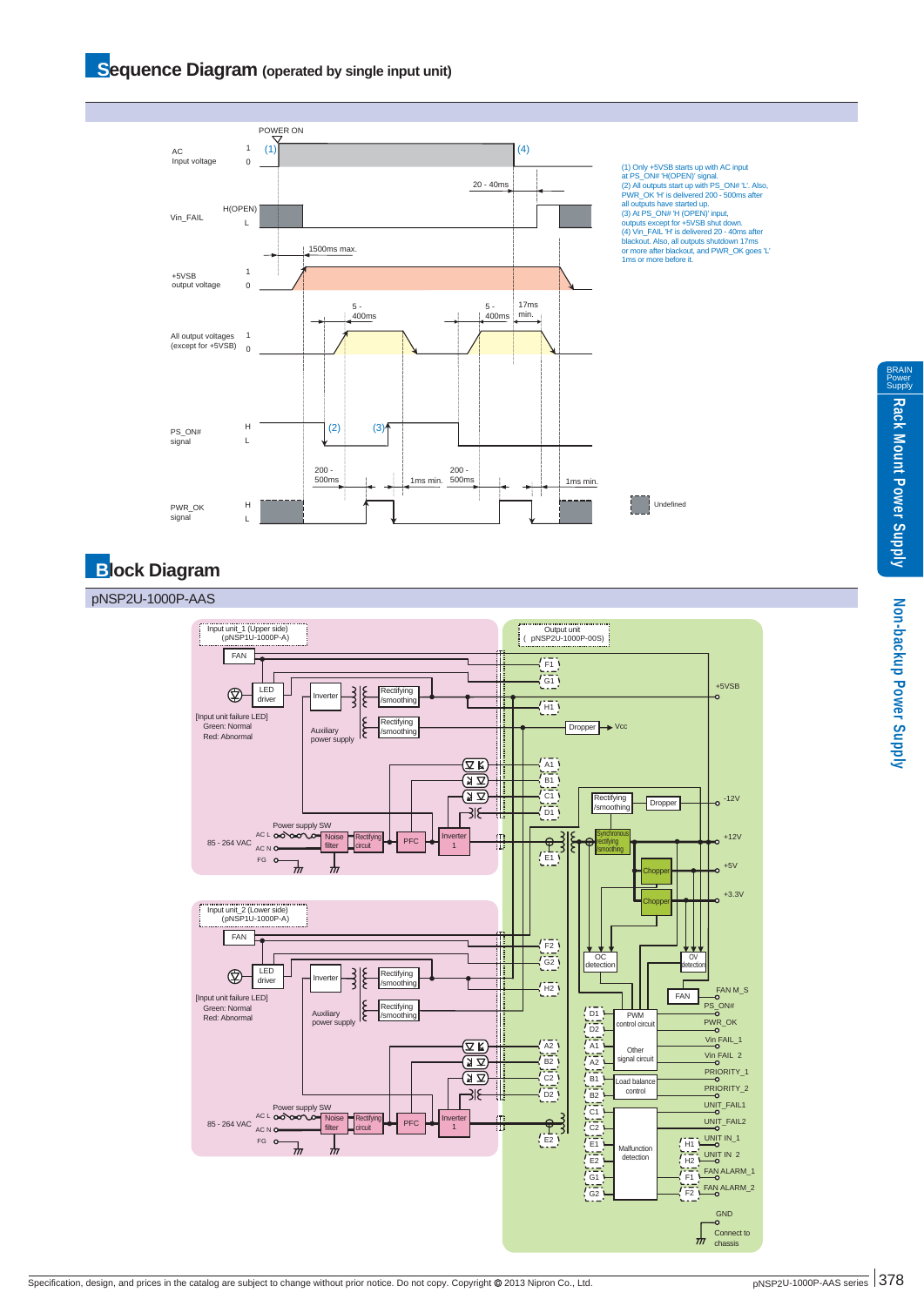## Sequence Diagram (operated by single input unit)

(1) Only +5VSB starts up with AC input at PS_ON# 'H(OPEN)' signal.
(2) All outputs start up with PS_ON# 'L'. Also, PWR_OK 'H' is delivered 200 - 500ms after all outputs have started up.
(3) At PS_ON# 'H (OPEN)' input, outputs except for +5VSB shut down.
(4) Vin_FAIL 'H' is delivered 20 - 40ms after blackout. Also, all outputs shutdown 17ms or more after blackout, and PWR_OK goes 'L' 1ms or more before it.

## Block Diagram

### pNSP2U-1000P-AAS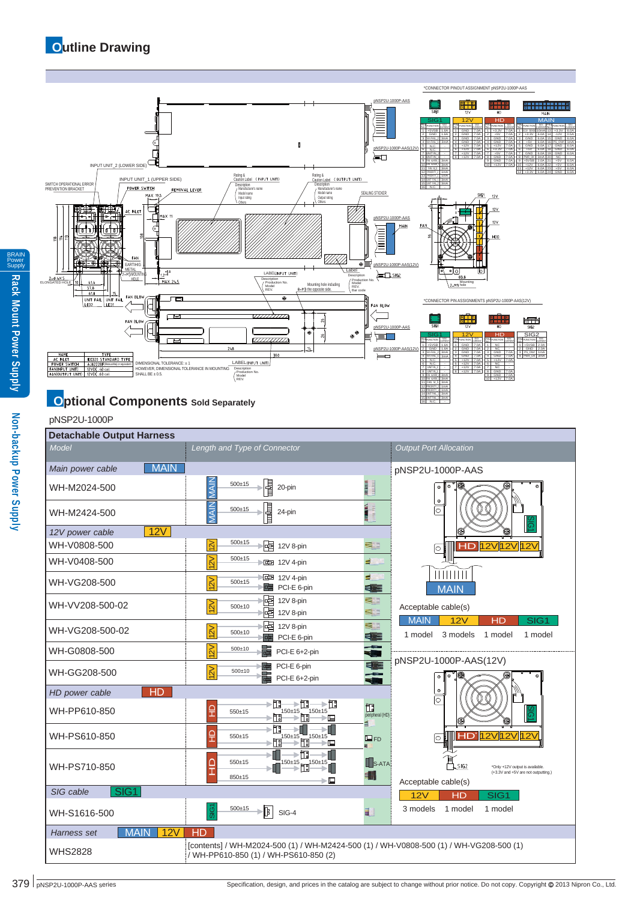# Outline Drawing

## Optional Components Sold Separately

pNSP2U-1000P

| Detachable Output Harness | | |
|---|---|---|
| *Model* | *Length and Type of Connector* | *Output Port Allocation* |
| *Main power cable* MAIN | | pNSP2U-1000P-AAS |
| WH-M2024-500 | MAIN 500±15 20-pin | |
| WH-M2424-500 | MAIN 500±15 24-pin | |
| *12V power cable* 12V | | |
| WH-V0808-500 | 12V 500±15 12V 8-pin | |
| WH-V0408-500 | 12V 500±15 12V 4-pin | |
| WH-VG208-500 | 12V 500±15 12V 4-pin / PCI-E 6-pin | Acceptable cable(s): MAIN 1 model, 12V 3 models, HD 1 model, SIG1 1 model |
| WH-VV208-500-02 | 12V 500±10 12V 8-pin / 12V 8-pin | |
| WH-VG208-500-02 | 12V 500±10 12V 8-pin / PCI-E 6-pin | |
| WH-G0808-500 | 12V 500±10 PCI-E 6+2-pin | |
| WH-GG208-500 | 12V 500±10 PCI-E 6-pin / PCI-E 6+2-pin | pNSP2U-1000P-AAS(12V) |
| *HD power cable* HD | | |
| WH-PP610-850 | HD 550±15, 150±15, 150±15 — peripheral (HD) / FD | |
| WH-PS610-850 | HD 550±15, 150±15, 150±15 — FD | *Only +12V output is available. (+3.3V and +5V are not outputting.) |
| WH-PS710-850 | HD 550±15, 150±15, 150±15, 850±15 — S-ATA | Acceptable cable(s): 12V 3 models, HD 1 model, SIG1 1 model |
| *SIG cable* SIG1 | | |
| WH-S1616-500 | SIG1 500±15 SIG-4 | |
| *Harness set* MAIN 12V HD | | |
| WHS2828 | [contents] / WH-M2024-500 (1) / WH-M2424-500 (1) / WH-V0808-500 (1) / WH-VG208-500 (1) / WH-PP610-850 (1) / WH-PS610-850 (2) | |

Specification, design, and prices in the catalog are subject to change without prior notice. Do not copy. Copyright © 2013 Nipron Co., Ltd.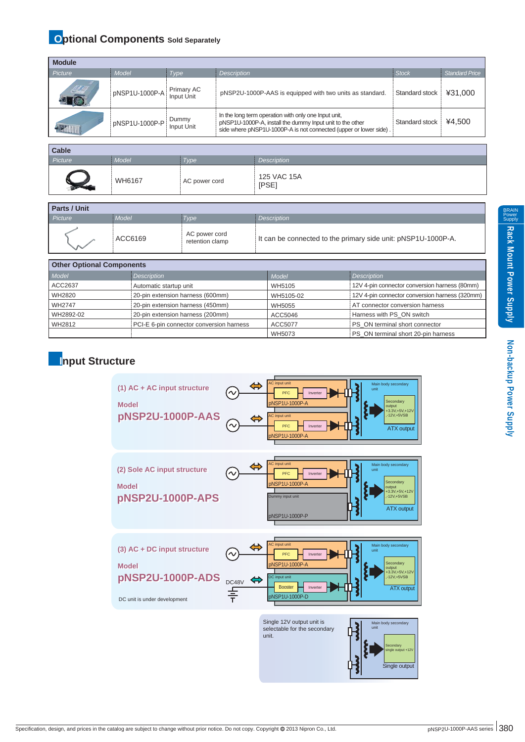## Optional Components Sold Separately

**Module**

| Picture | Model | Type | Description | Stock | Standard Price |
|---|---|---|---|---|---|
| | pNSP1U-1000P-A | Primary AC Input Unit | pNSP2U-1000P-AAS is equipped with two units as standard. | Standard stock | ¥31,000 |
| | pNSP1U-1000P-P | Dummy Input Unit | In the long term operation with only one Input unit, pNSP1U-1000P-A, install the dummy Input unit to the other side where pNSP1U-1000P-A is not connected (upper or lower side) . | Standard stock | ¥4,500 |

**Cable**

| Picture | Model | Type | Description |
|---|---|---|---|
| | WH6167 | AC power cord | 125 VAC 15A [PSE] |

**Parts / Unit**

| Picture | Model | Type | Description |
|---|---|---|---|
| | ACC6169 | AC power cord retention clamp | It can be connected to the primary side unit: pNSP1U-1000P-A. |

**Other Optional Components**

| Model | Description | Model | Description |
|---|---|---|---|
| ACC2637 | Automatic startup unit | WH5105 | 12V 4-pin connector conversion harness (80mm) |
| WH2820 | 20-pin extension harness (600mm) | WH5105-02 | 12V 4-pin connector conversion harness (320mm) |
| WH2747 | 20-pin extension harness (450mm) | WH5055 | AT connector conversion harness |
| WH2892-02 | 20-pin extension harness (200mm) | ACC5046 | Harness with PS_ON switch |
| WH2812 | PCI-E 6-pin connector conversion harness | ACC5077 | PS_ON terminal short connector |
| | | WH5073 | PS_ON terminal short 20-pin harness |

## Input Structure

**(1) AC + AC input structure**

Model
**pNSP2U-1000P-AAS**

AC input unit: PFC → Inverter (pNSP1U-1000P-A)
AC input unit: PFC → Inverter (pNSP1U-1000P-A)
Main body secondary unit: Secondary output +3.3V,+5V,+12V,-12V,+5VSB — ATX output

**(2) Sole AC input structure**

Model
**pNSP2U-1000P-APS**

AC input unit: PFC → Inverter (pNSP1U-1000P-A)
Dummy input unit (pNSP1U-1000P-P)
Main body secondary unit: Secondary output +3.3V,+5V,+12V,-12V,+5VSB — ATX output

**(3) AC + DC input structure**

Model
**pNSP2U-1000P-ADS**

AC input unit: PFC → Inverter (pNSP1U-1000P-A)
DC48V — DC input unit: Booster → Inverter (pNSP1U-1000P-D)
Main body secondary unit: Secondary output +3.3V,+5V,+12V,-12V,+5VSB — ATX output

DC unit is under development

Single 12V output unit is selectable for the secondary unit.

Main body secondary unit: Secondary single output +12V — Single output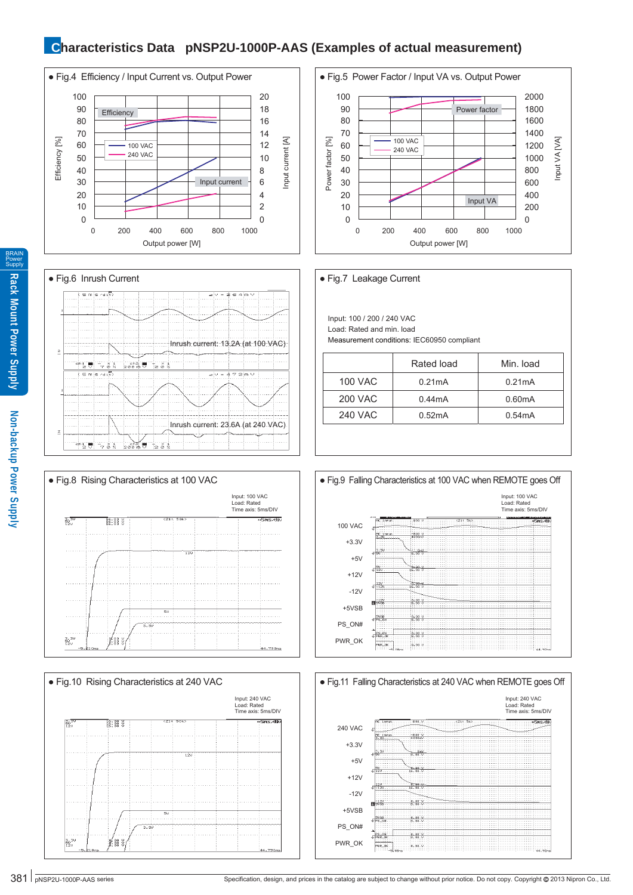# Characteristics Data pNSP2U-1000P-AAS (Examples of actual measurement)

● Fig.4 Efficiency / Input Current vs. Output Power

Efficiency

100 VAC

240 VAC

Input current

Efficiency [%]

Input current [A]

Output power [W]

● Fig.5 Power Factor / Input VA vs. Output Power

Power factor

100 VAC

240 VAC

Input VA

Power factor [%]

Input VA [VA]

Output power [W]

● Fig.6 Inrush Current

Inrush current: 13.2A (at 100 VAC)

Inrush current: 23.6A (at 240 VAC)

● Fig.7 Leakage Current

Input: 100 / 200 / 240 VAC
Load: Rated and min. load
Measurement conditions: IEC60950 compliant

| | Rated load | Min. load |
|---|---|---|
| 100 VAC | 0.21mA | 0.21mA |
| 200 VAC | 0.44mA | 0.60mA |
| 240 VAC | 0.52mA | 0.54mA |

● Fig.8 Rising Characteristics at 100 VAC

Input: 100 VAC
Load: Rated
Time axis: 5ms/DIV

● Fig.9 Falling Characteristics at 100 VAC when REMOTE goes Off

Input: 100 VAC
Load: Rated
Time axis: 5ms/DIV

100 VAC, +3.3V, +5V, +12V, -12V, +5VSB, PS_ON#, PWR_OK

● Fig.10 Rising Characteristics at 240 VAC

Input: 240 VAC
Load: Rated
Time axis: 5ms/DIV

● Fig.11 Falling Characteristics at 240 VAC when REMOTE goes Off

Input: 240 VAC
Load: Rated
Time axis: 5ms/DIV

240 VAC, +3.3V, +5V, +12V, -12V, +5VSB, PS_ON#, PWR_OK

pNSP2U-1000P-AAS series

Specification, design, and prices in the catalog are subject to change without prior notice. Do not copy. Copyright © 2013 Nipron Co., Ltd.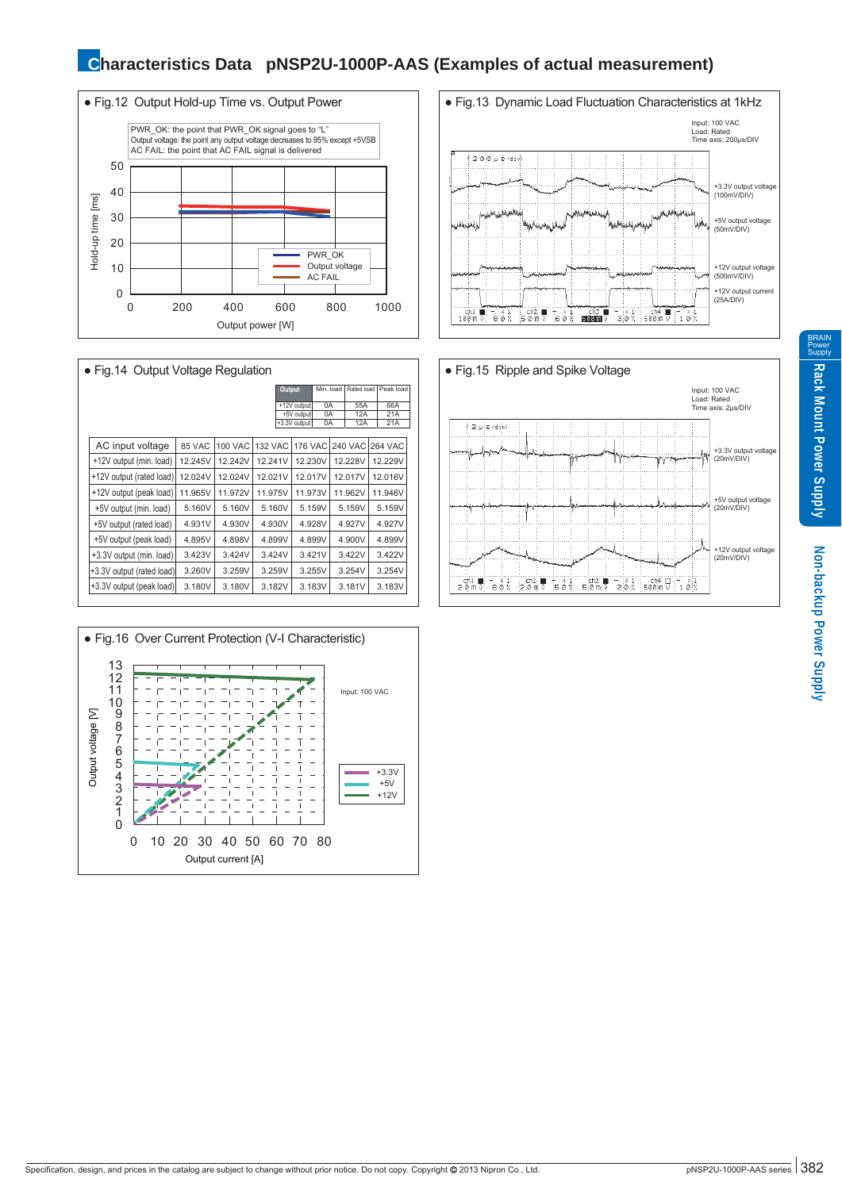# Characteristics Data pNSP2U-1000P-AAS (Examples of actual measurement)

● Fig.12 Output Hold-up Time vs. Output Power

PWR_OK: the point that PWR_OK signal goes to "L"
Output voltage: the point any output voltage decreases to 95% except +5VSB
AC FAIL: the point that AC FAIL signal is delivered

Hold-up time [ms]

Output power [W]

PWR_OK
Output voltage
AC FAIL

● Fig.13 Dynamic Load Fluctuation Characteristics at 1kHz

Input: 100 VAC
Load: Rated
Time axis: 200µs/DIV

+3.3V output voltage (100mV/DIV)
+5V output voltage (50mV/DIV)
+12V output voltage (500mV/DIV)
+12V output current (25A/DIV)

● Fig.14 Output Voltage Regulation

| Output | Min. load | Rated load | Peak load |
|---|---|---|---|
| +12V output | 0A | 55A | 66A |
| +5V output | 0A | 12A | 21A |
| +3.3V output | 0A | 12A | 21A |

| AC input voltage | 85 VAC | 100 VAC | 132 VAC | 176 VAC | 240 VAC | 264 VAC |
|---|---|---|---|---|---|---|
| +12V output (min. load) | 12.245V | 12.242V | 12.241V | 12.230V | 12.228V | 12.229V |
| +12V output (rated load) | 12.024V | 12.024V | 12.021V | 12.017V | 12.017V | 12.016V |
| +12V output (peak load) | 11.965V | 11.972V | 11.975V | 11.973V | 11.962V | 11.946V |
| +5V output (min. load) | 5.160V | 5.160V | 5.160V | 5.159V | 5.159V | 5.159V |
| +5V output (rated load) | 4.931V | 4.930V | 4.930V | 4.928V | 4.927V | 4.927V |
| +5V output (peak load) | 4.895V | 4.898V | 4.899V | 4.899V | 4.900V | 4.899V |
| +3.3V output (min. load) | 3.423V | 3.424V | 3.424V | 3.421V | 3.422V | 3.422V |
| +3.3V output (rated load) | 3.260V | 3.259V | 3.259V | 3.255V | 3.254V | 3.254V |
| +3.3V output (peak load) | 3.180V | 3.180V | 3.182V | 3.183V | 3.181V | 3.183V |

● Fig.15 Ripple and Spike Voltage

Input: 100 VAC
Load: Rated
Time axis: 2µs/DIV

+3.3V output voltage (20mV/DIV)
+5V output voltage (20mV/DIV)
+12V output voltage (20mV/DIV)

● Fig.16 Over Current Protection (V-I Characteristic)

Input: 100 VAC

Output voltage [V]

Output current [A]

+3.3V
+5V
+12V

BRAIN Power Supply

Rack Mount Power Supply

Non-backup Power Supply

Specification, design, and prices in the catalog are subject to change without prior notice. Do not copy. Copyright © 2013 Nipron Co., Ltd.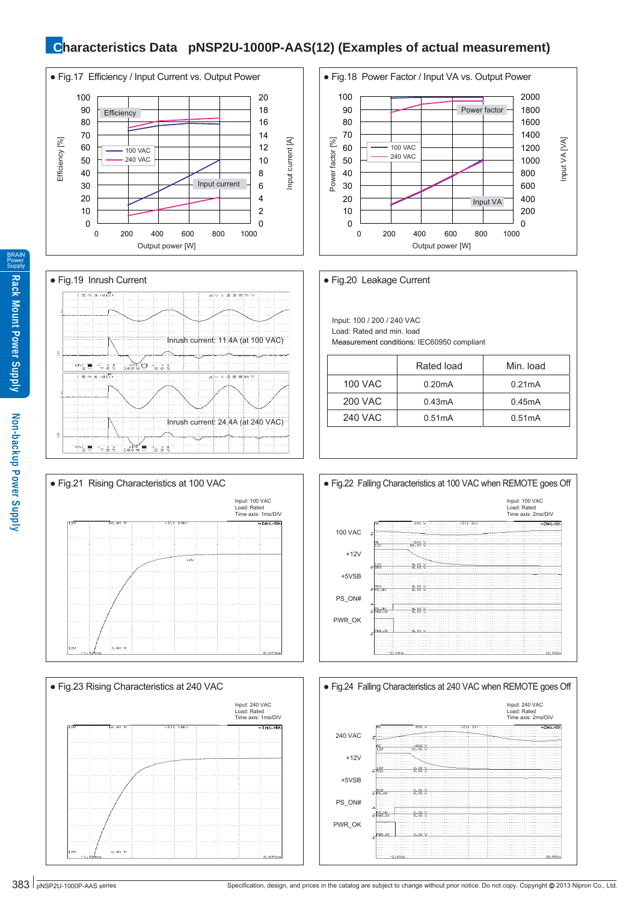# Characteristics Data pNSP2U-1000P-AAS(12) (Examples of actual measurement)

● Fig.17 Efficiency / Input Current vs. Output Power

● Fig.18 Power Factor / Input VA vs. Output Power

● Fig.19 Inrush Current

Inrush current: 11.4A (at 100 VAC)

Inrush current: 24.4A (at 240 VAC)

● Fig.20 Leakage Current

Input: 100 / 200 / 240 VAC
Load: Rated and min. load
Measurement conditions: IEC60950 compliant

| | Rated load | Min. load |
|---|---|---|
| 100 VAC | 0.20mA | 0.21mA |
| 200 VAC | 0.43mA | 0.45mA |
| 240 VAC | 0.51mA | 0.51mA |

● Fig.21 Rising Characteristics at 100 VAC

Input: 100 VAC
Load: Rated
Time axis: 1ms/DIV

● Fig.22 Falling Characteristics at 100 VAC when REMOTE goes Off

Input: 100 VAC
Load: Rated
Time axis: 2ms/DIV

● Fig.23 Rising Characteristics at 240 VAC

Input: 240 VAC
Load: Rated
Time axis: 1ms/DIV

● Fig.24 Falling Characteristics at 240 VAC when REMOTE goes Off

Input: 240 VAC
Load: Rated
Time axis: 2ms/DIV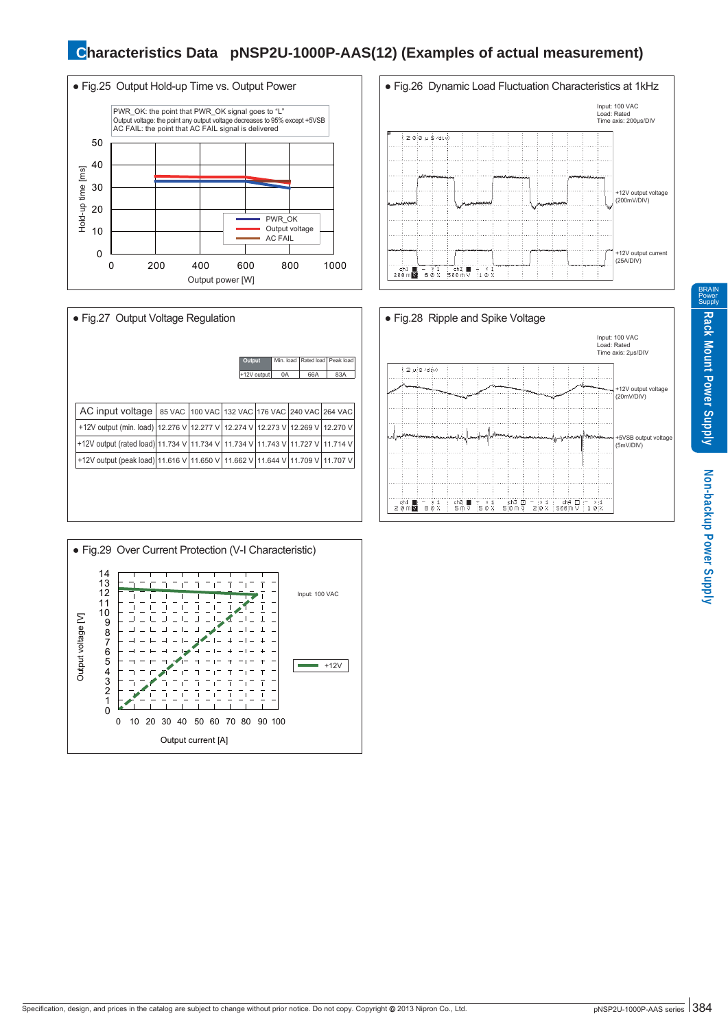# Characteristics Data pNSP2U-1000P-AAS(12) (Examples of actual measurement)

● Fig.25 Output Hold-up Time vs. Output Power

PWR_OK: the point that PWR_OK signal goes to "L"
Output voltage: the point any output voltage decreases to 95% except +5VSB
AC FAIL: the point that AC FAIL signal is delivered

Hold-up time [ms]
0
10
20
30
40
50
0 200 400 600 800 1000
Output power [W]
PWR_OK
Output voltage
AC FAIL

● Fig.26 Dynamic Load Fluctuation Characteristics at 1kHz

Input: 100 VAC
Load: Rated
Time axis: 200μs/DIV

+12V output voltage (200mV/DIV)
+12V output current (25A/DIV)

● Fig.27 Output Voltage Regulation

| Output | Min. load | Rated load | Peak load |
|---|---|---|---|
| +12V output | 0A | 66A | 83A |

| AC input voltage | 85 VAC | 100 VAC | 132 VAC | 176 VAC | 240 VAC | 264 VAC |
|---|---|---|---|---|---|---|
| +12V output (min. load) | 12.276 V | 12.277 V | 12.274 V | 12.273 V | 12.269 V | 12.270 V |
| +12V output (rated load) | 11.734 V | 11.734 V | 11.734 V | 11.743 V | 11.727 V | 11.714 V |
| +12V output (peak load) | 11.616 V | 11.650 V | 11.662 V | 11.644 V | 11.709 V | 11.707 V |

● Fig.28 Ripple and Spike Voltage

Input: 100 VAC
Load: Rated
Time axis: 2μs/DIV

+12V output voltage (20mV/DIV)
+5VSB output voltage (5mV/DIV)

● Fig.29 Over Current Protection (V-I Characteristic)

Input: 100 VAC

Output voltage [V]
0 1 2 3 4 5 6 7 8 9 10 11 12 13 14
0 10 20 30 40 50 60 70 80 90 100
Output current [A]
+12V